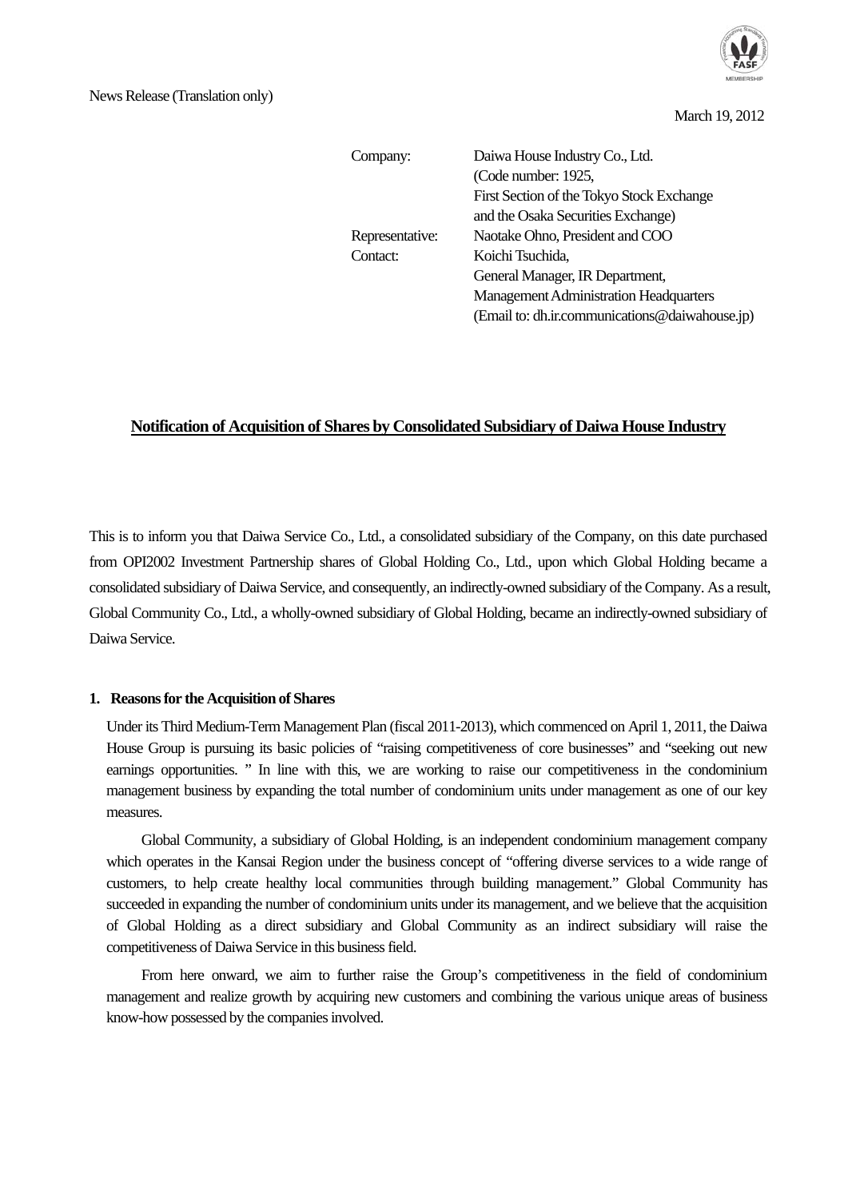News Release (Translation only)

March 19, 2012

Company: Daiwa House Industry Co., Ltd.
(Code number: 1925,
First Section of the Tokyo Stock Exchange
and the Osaka Securities Exchange)

Representative: Naotake Ohno, President and COO

Contact: Koichi Tsuchida,
General Manager, IR Department,
Management Administration Headquarters
(Email to: dh.ir.communications@daiwahouse.jp)

# Notification of Acquisition of Shares by Consolidated Subsidiary of Daiwa House Industry

This is to inform you that Daiwa Service Co., Ltd., a consolidated subsidiary of the Company, on this date purchased from OPI2002 Investment Partnership shares of Global Holding Co., Ltd., upon which Global Holding became a consolidated subsidiary of Daiwa Service, and consequently, an indirectly-owned subsidiary of the Company. As a result, Global Community Co., Ltd., a wholly-owned subsidiary of Global Holding, became an indirectly-owned subsidiary of Daiwa Service.

## 1. Reasons for the Acquisition of Shares

Under its Third Medium-Term Management Plan (fiscal 2011-2013), which commenced on April 1, 2011, the Daiwa House Group is pursuing its basic policies of "raising competitiveness of core businesses" and "seeking out new earnings opportunities. " In line with this, we are working to raise our competitiveness in the condominium management business by expanding the total number of condominium units under management as one of our key measures.

Global Community, a subsidiary of Global Holding, is an independent condominium management company which operates in the Kansai Region under the business concept of "offering diverse services to a wide range of customers, to help create healthy local communities through building management." Global Community has succeeded in expanding the number of condominium units under its management, and we believe that the acquisition of Global Holding as a direct subsidiary and Global Community as an indirect subsidiary will raise the competitiveness of Daiwa Service in this business field.

From here onward, we aim to further raise the Group's competitiveness in the field of condominium management and realize growth by acquiring new customers and combining the various unique areas of business know-how possessed by the companies involved.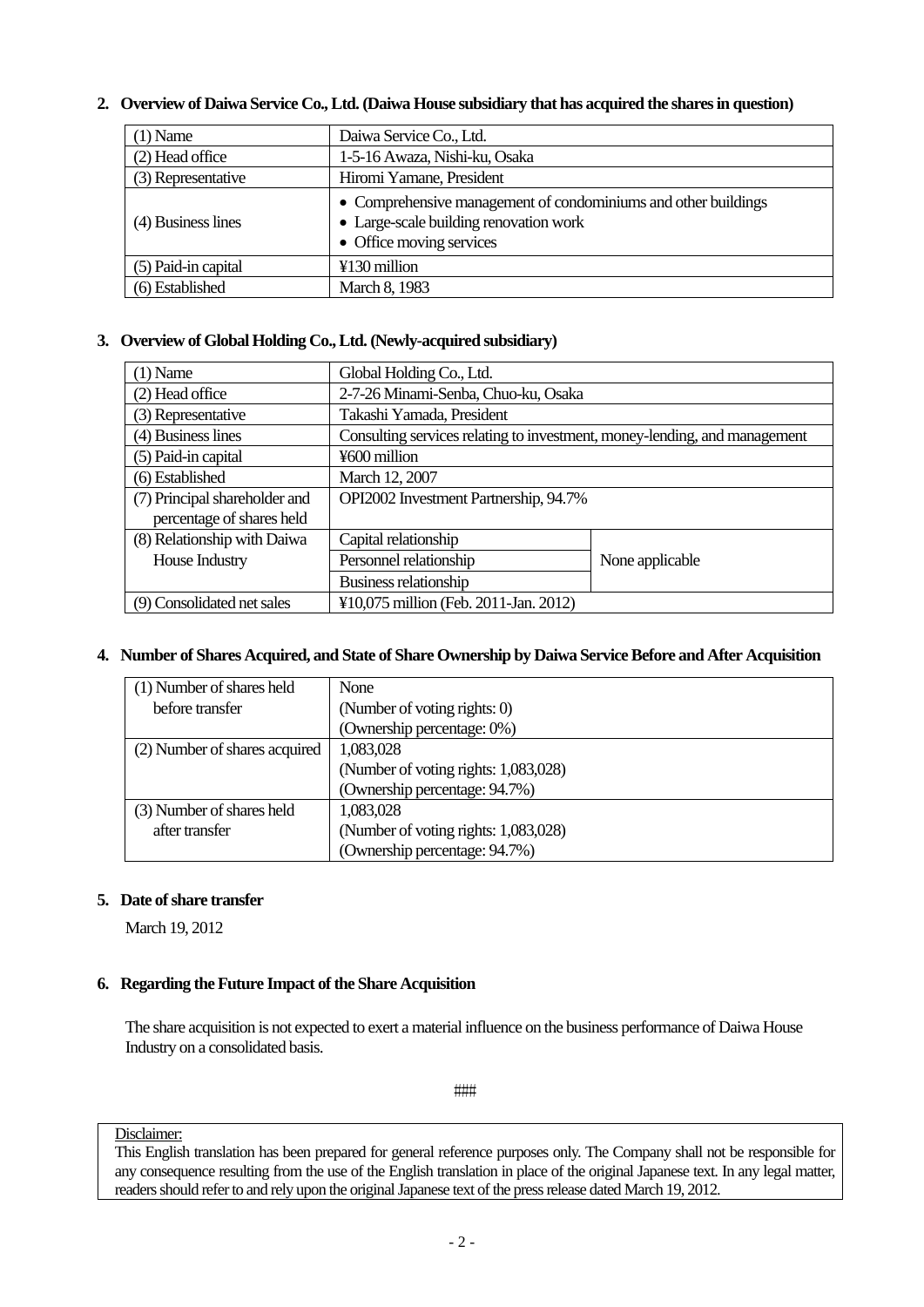## 2. Overview of Daiwa Service Co., Ltd. (Daiwa House subsidiary that has acquired the shares in question)

| | |
|---|---|
| (1) Name | Daiwa Service Co., Ltd. |
| (2) Head office | 1-5-16 Awaza, Nishi-ku, Osaka |
| (3) Representative | Hiromi Yamane, President |
| (4) Business lines | • Comprehensive management of condominiums and other buildings<br>• Large-scale building renovation work<br>• Office moving services |
| (5) Paid-in capital | ¥130 million |
| (6) Established | March 8, 1983 |

## 3. Overview of Global Holding Co., Ltd. (Newly-acquired subsidiary)

| | | |
|---|---|---|
| (1) Name | Global Holding Co., Ltd. | |
| (2) Head office | 2-7-26 Minami-Senba, Chuo-ku, Osaka | |
| (3) Representative | Takashi Yamada, President | |
| (4) Business lines | Consulting services relating to investment, money-lending, and management | |
| (5) Paid-in capital | ¥600 million | |
| (6) Established | March 12, 2007 | |
| (7) Principal shareholder and percentage of shares held | OPI2002 Investment Partnership, 94.7% | |
| (8) Relationship with Daiwa House Industry | Capital relationship | None applicable |
| | Personnel relationship | |
| | Business relationship | |
| (9) Consolidated net sales | ¥10,075 million (Feb. 2011-Jan. 2012) | |

## 4. Number of Shares Acquired, and State of Share Ownership by Daiwa Service Before and After Acquisition

| | |
|---|---|
| (1) Number of shares held before transfer | None<br>(Number of voting rights: 0)<br>(Ownership percentage: 0%) |
| (2) Number of shares acquired | 1,083,028<br>(Number of voting rights: 1,083,028)<br>(Ownership percentage: 94.7%) |
| (3) Number of shares held after transfer | 1,083,028<br>(Number of voting rights: 1,083,028)<br>(Ownership percentage: 94.7%) |

## 5. Date of share transfer

March 19, 2012

## 6. Regarding the Future Impact of the Share Acquisition

The share acquisition is not expected to exert a material influence on the business performance of Daiwa House Industry on a consolidated basis.

###

Disclaimer:
This English translation has been prepared for general reference purposes only. The Company shall not be responsible for any consequence resulting from the use of the English translation in place of the original Japanese text. In any legal matter, readers should refer to and rely upon the original Japanese text of the press release dated March 19, 2012.